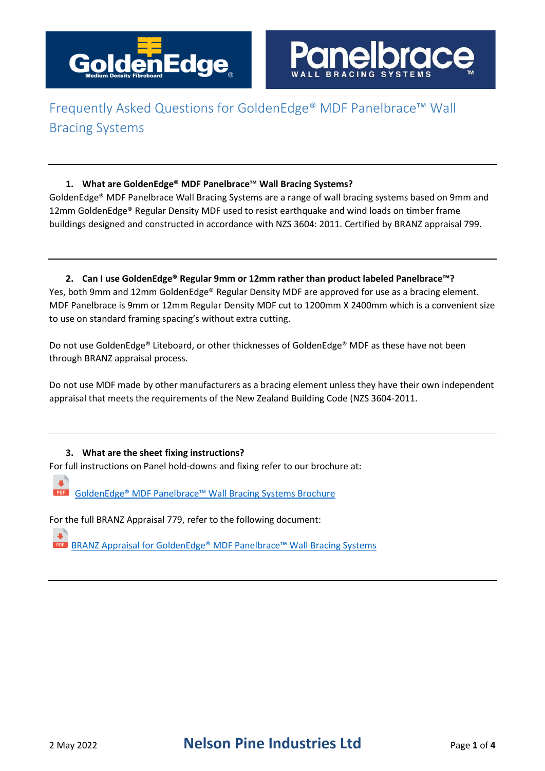# Frequently Asked Questions for GoldenEdge® MDF Panelbrace™ Wall Bracing Systems

---

### 1. What are GoldenEdge® MDF Panelbrace™ Wall Bracing Systems?

GoldenEdge® MDF Panelbrace Wall Bracing Systems are a range of wall bracing systems based on 9mm and 12mm GoldenEdge® Regular Density MDF used to resist earthquake and wind loads on timber frame buildings designed and constructed in accordance with NZS 3604: 2011. Certified by BRANZ appraisal 799.

---

### 2. Can I use GoldenEdge® Regular 9mm or 12mm rather than product labeled Panelbrace™?

Yes, both 9mm and 12mm GoldenEdge® Regular Density MDF are approved for use as a bracing element. MDF Panelbrace is 9mm or 12mm Regular Density MDF cut to 1200mm X 2400mm which is a convenient size to use on standard framing spacing's without extra cutting.

Do not use GoldenEdge® Liteboard, or other thicknesses of GoldenEdge® MDF as these have not been through BRANZ appraisal process.

Do not use MDF made by other manufacturers as a bracing element unless they have their own independent appraisal that meets the requirements of the New Zealand Building Code (NZS 3604-2011.

---

### 3. What are the sheet fixing instructions?

For full instructions on Panel hold-downs and fixing refer to our brochure at:

PDF [GoldenEdge® MDF Panelbrace™ Wall Bracing Systems Brochure]

For the full BRANZ Appraisal 779, refer to the following document:

PDF [BRANZ Appraisal for GoldenEdge® MDF Panelbrace™ Wall Bracing Systems]

---

2 May 2022 **Nelson Pine Industries Ltd**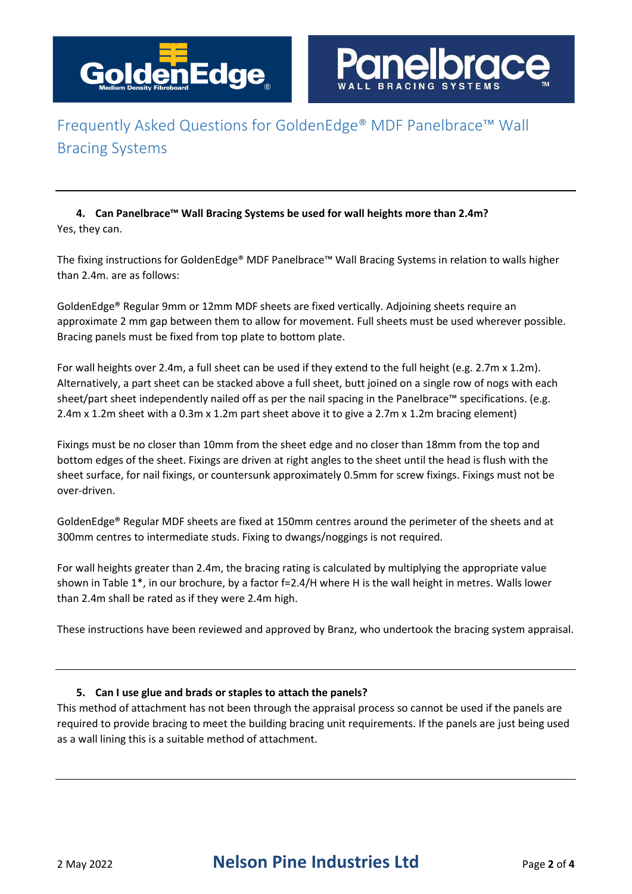# Frequently Asked Questions for GoldenEdge® MDF Panelbrace™ Wall Bracing Systems

---

4. **Can Panelbrace™ Wall Bracing Systems be used for wall heights more than 2.4m?**

Yes, they can.

The fixing instructions for GoldenEdge® MDF Panelbrace™ Wall Bracing Systems in relation to walls higher than 2.4m. are as follows:

GoldenEdge® Regular 9mm or 12mm MDF sheets are fixed vertically. Adjoining sheets require an approximate 2 mm gap between them to allow for movement. Full sheets must be used wherever possible. Bracing panels must be fixed from top plate to bottom plate.

For wall heights over 2.4m, a full sheet can be used if they extend to the full height (e.g. 2.7m x 1.2m). Alternatively, a part sheet can be stacked above a full sheet, butt joined on a single row of nogs with each sheet/part sheet independently nailed off as per the nail spacing in the Panelbrace™ specifications. (e.g. 2.4m x 1.2m sheet with a 0.3m x 1.2m part sheet above it to give a 2.7m x 1.2m bracing element)

Fixings must be no closer than 10mm from the sheet edge and no closer than 18mm from the top and bottom edges of the sheet. Fixings are driven at right angles to the sheet until the head is flush with the sheet surface, for nail fixings, or countersunk approximately 0.5mm for screw fixings. Fixings must not be over-driven.

GoldenEdge® Regular MDF sheets are fixed at 150mm centres around the perimeter of the sheets and at 300mm centres to intermediate studs. Fixing to dwangs/noggings is not required.

For wall heights greater than 2.4m, the bracing rating is calculated by multiplying the appropriate value shown in Table 1*, in our brochure, by a factor $f = 2.4/H$ where H is the wall height in metres. Walls lower than 2.4m shall be rated as if they were 2.4m high.

These instructions have been reviewed and approved by Branz, who undertook the bracing system appraisal.

---

5. **Can I use glue and brads or staples to attach the panels?**

This method of attachment has not been through the appraisal process so cannot be used if the panels are required to provide bracing to meet the building bracing unit requirements. If the panels are just being used as a wall lining this is a suitable method of attachment.

---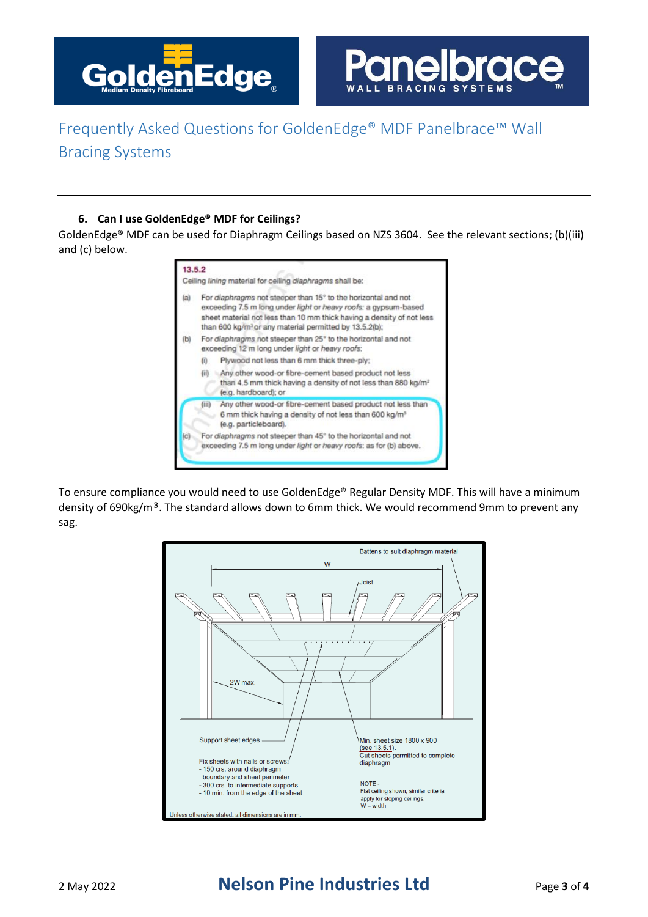# Frequently Asked Questions for GoldenEdge® MDF Panelbrace™ Wall Bracing Systems

### 6. Can I use GoldenEdge® MDF for Ceilings?

GoldenEdge® MDF can be used for Diaphragm Ceilings based on NZS 3604. See the relevant sections; (b)(iii) and (c) below.

**13.5.2**

Ceiling *lining* material for ceiling *diaphragms* shall be:

(a) For *diaphragms* not steeper than 15° to the horizontal and not exceeding 7.5 m long under *light* or *heavy roofs*: a gypsum-based sheet material not less than 10 mm thick having a density of not less than 600 kg/m³ or any material permitted by 13.5.2(b);

(b) For *diaphragms* not steeper than 25° to the horizontal and not exceeding 12 m long under *light* or *heavy roofs*:

- (i) Plywood not less than 6 mm thick three-ply;
- (ii) Any other wood-or fibre-cement based product not less than 4.5 mm thick having a density of not less than 880 kg/m³ (e.g. hardboard); or
- (iii) Any other wood-or fibre-cement based product not less than 6 mm thick having a density of not less than 600 kg/m³ (e.g. particleboard).

(c) For *diaphragms* not steeper than 45° to the horizontal and not exceeding 7.5 m long under *light* or *heavy roofs*: as for (b) above.

To ensure compliance you would need to use GoldenEdge® Regular Density MDF. This will have a minimum density of 690kg/m³. The standard allows down to 6mm thick. We would recommend 9mm to prevent any sag.

Battens to suit diaphragm material

W

Joist

2W max.

Support sheet edges

Fix sheets with nails or screws:
- 150 crs. around diaphragm boundary and sheet perimeter
- 300 crs. to intermediate supports
- 10 min. from the edge of the sheet

Min. sheet size 1800 x 900 (see 13.5.1).
Cut sheets permitted to complete diaphragm

NOTE -
Flat ceiling shown, similar criteria apply for sloping ceilings.
W = width

Unless otherwise stated, all dimensions are in mm.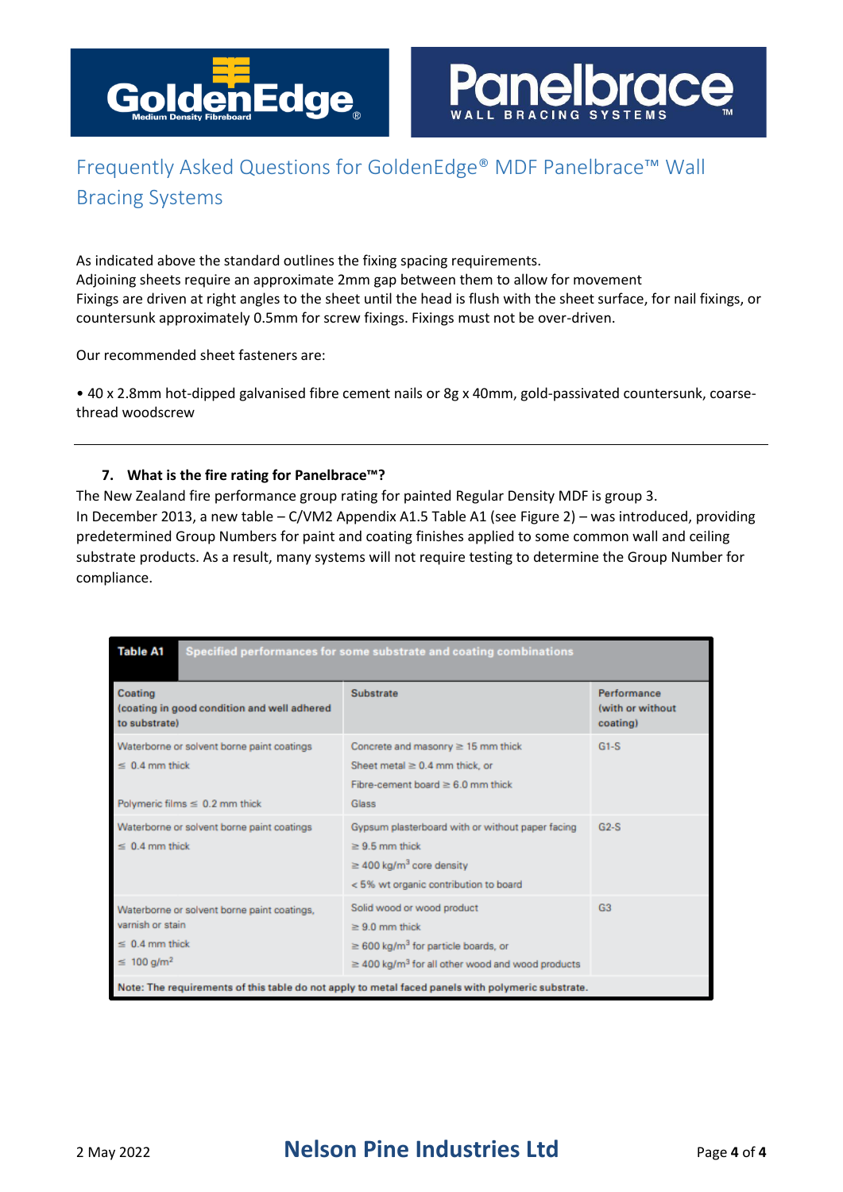# Frequently Asked Questions for GoldenEdge® MDF Panelbrace™ Wall Bracing Systems

As indicated above the standard outlines the fixing spacing requirements.
Adjoining sheets require an approximate 2mm gap between them to allow for movement
Fixings are driven at right angles to the sheet until the head is flush with the sheet surface, for nail fixings, or countersunk approximately 0.5mm for screw fixings. Fixings must not be over-driven.

Our recommended sheet fasteners are:

• 40 x 2.8mm hot-dipped galvanised fibre cement nails or 8g x 40mm, gold-passivated countersunk, coarse-thread woodscrew

---

**7. What is the fire rating for Panelbrace™?**

The New Zealand fire performance group rating for painted Regular Density MDF is group 3.
In December 2013, a new table – C/VM2 Appendix A1.5 Table A1 (see Figure 2) – was introduced, providing predetermined Group Numbers for paint and coating finishes applied to some common wall and ceiling substrate products. As a result, many systems will not require testing to determine the Group Number for compliance.

**Table A1** Specified performances for some substrate and coating combinations

| Coating (coating in good condition and well adhered to substrate) | Substrate | Performance (with or without coating) |
|---|---|---|
| Waterborne or solvent borne paint coatings ≤ 0.4 mm thick<br><br>Polymeric films ≤ 0.2 mm thick | Concrete and masonry ≥ 15 mm thick<br>Sheet metal ≥ 0.4 mm thick, or<br>Fibre-cement board ≥ 6.0 mm thick<br>Glass | G1-S |
| Waterborne or solvent borne paint coatings ≤ 0.4 mm thick | Gypsum plasterboard with or without paper facing<br>≥ 9.5 mm thick<br>≥ 400 kg/m³ core density<br>< 5% wt organic contribution to board | G2-S |
| Waterborne or solvent borne paint coatings, varnish or stain<br>≤ 0.4 mm thick<br>≤ 100 g/m² | Solid wood or wood product<br>≥ 9.0 mm thick<br>≥ 600 kg/m³ for particle boards, or<br>≥ 400 kg/m³ for all other wood and wood products | G3 |

Note: The requirements of this table do not apply to metal faced panels with polymeric substrate.

2 May 2022

Nelson Pine Industries Ltd